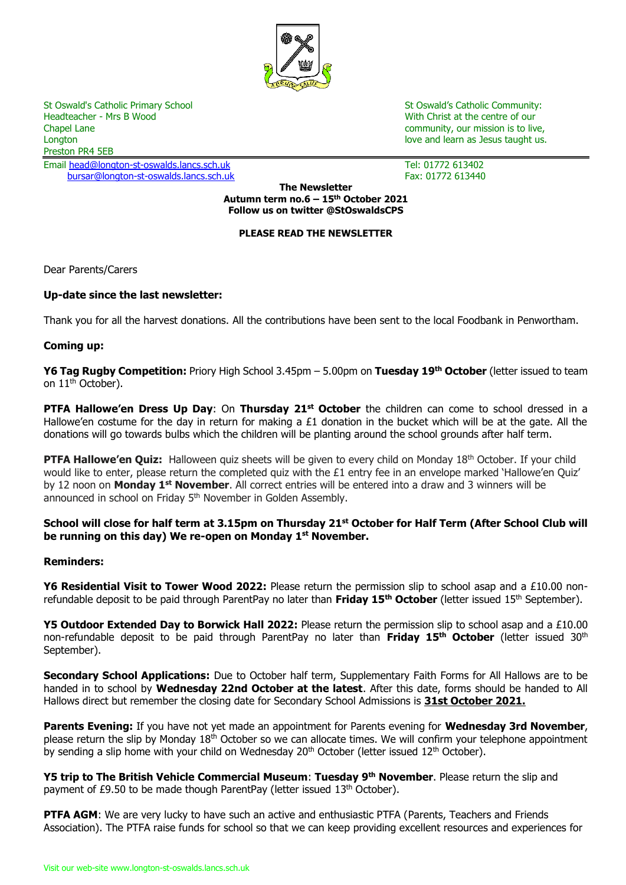St Oswald's Catholic Primary School
Headteacher - Mrs B Wood
Chapel Lane
Longton
Preston PR4 5EB

St Oswald's Catholic Community:
With Christ at the centre of our community, our mission is to live, love and learn as Jesus taught us.

Email head@longton-st-oswalds.lancs.sch.uk
bursar@longton-st-oswalds.lancs.sch.uk

Tel: 01772 613402
Fax: 01772 613440

**The Newsletter**
**Autumn term no.6 – 15th October 2021**
**Follow us on twitter @StOswaldsCPS**

**PLEASE READ THE NEWSLETTER**

Dear Parents/Carers

**Up-date since the last newsletter:**

Thank you for all the harvest donations. All the contributions have been sent to the local Foodbank in Penwortham.

**Coming up:**

**Y6 Tag Rugby Competition:** Priory High School 3.45pm – 5.00pm on **Tuesday 19th October** (letter issued to team on 11th October).

**PTFA Hallowe'en Dress Up Day**: On **Thursday 21st October** the children can come to school dressed in a Hallowe'en costume for the day in return for making a £1 donation in the bucket which will be at the gate. All the donations will go towards bulbs which the children will be planting around the school grounds after half term.

**PTFA Hallowe'en Quiz:** Halloween quiz sheets will be given to every child on Monday 18th October. If your child would like to enter, please return the completed quiz with the £1 entry fee in an envelope marked 'Hallowe'en Quiz' by 12 noon on **Monday 1st November**. All correct entries will be entered into a draw and 3 winners will be announced in school on Friday 5th November in Golden Assembly.

**School will close for half term at 3.15pm on Thursday 21st October for Half Term (After School Club will be running on this day) We re-open on Monday 1st November.**

**Reminders:**

**Y6 Residential Visit to Tower Wood 2022:** Please return the permission slip to school asap and a £10.00 non-refundable deposit to be paid through ParentPay no later than **Friday 15th October** (letter issued 15th September).

**Y5 Outdoor Extended Day to Borwick Hall 2022:** Please return the permission slip to school asap and a £10.00 non-refundable deposit to be paid through ParentPay no later than **Friday 15th October** (letter issued 30th September).

**Secondary School Applications:** Due to October half term, Supplementary Faith Forms for All Hallows are to be handed in to school by **Wednesday 22nd October at the latest**. After this date, forms should be handed to All Hallows direct but remember the closing date for Secondary School Admissions is **31st October 2021.**

**Parents Evening:** If you have not yet made an appointment for Parents evening for **Wednesday 3rd November**, please return the slip by Monday 18th October so we can allocate times. We will confirm your telephone appointment by sending a slip home with your child on Wednesday 20th October (letter issued 12th October).

**Y5 trip to The British Vehicle Commercial Museum**: **Tuesday 9th November**. Please return the slip and payment of £9.50 to be made though ParentPay (letter issued 13th October).

**PTFA AGM**: We are very lucky to have such an active and enthusiastic PTFA (Parents, Teachers and Friends Association). The PTFA raise funds for school so that we can keep providing excellent resources and experiences for

Visit our web-site www.longton-st-oswalds.lancs.sch.uk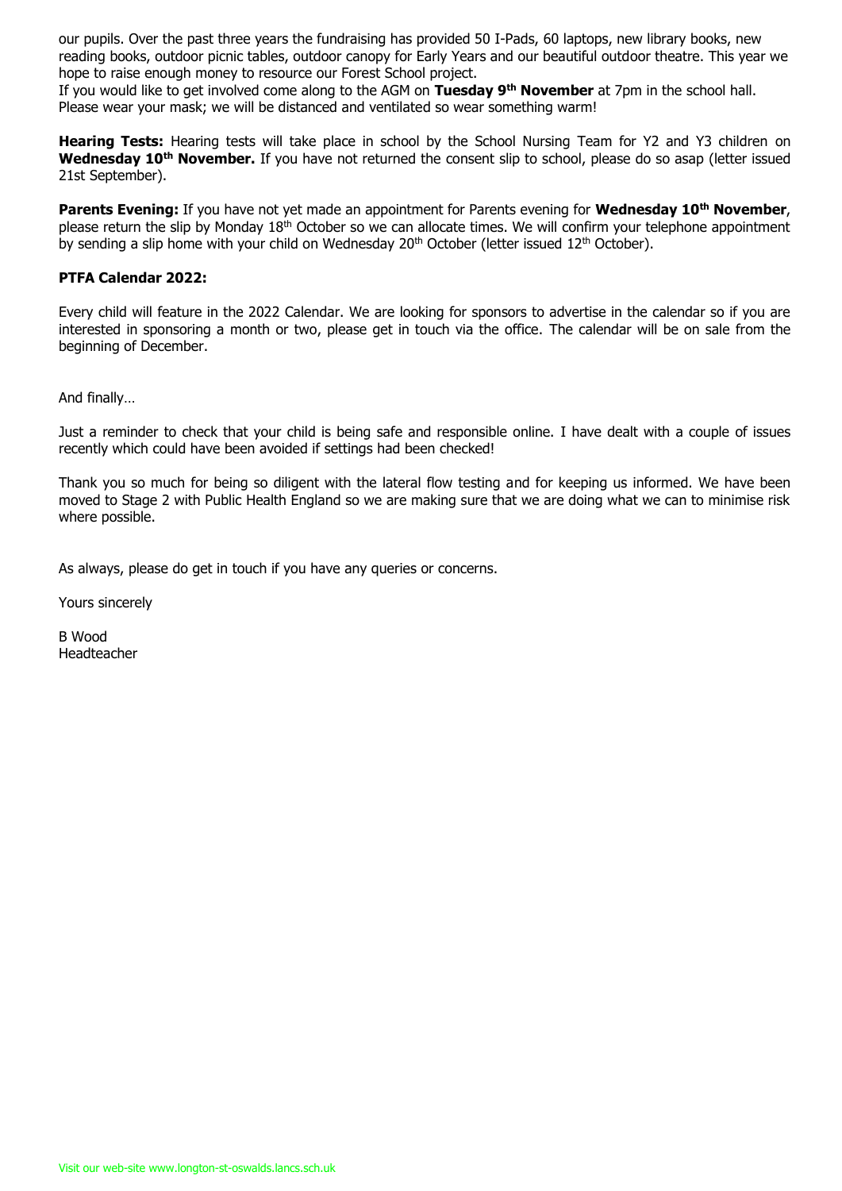our pupils. Over the past three years the fundraising has provided 50 I-Pads, 60 laptops, new library books, new reading books, outdoor picnic tables, outdoor canopy for Early Years and our beautiful outdoor theatre. This year we hope to raise enough money to resource our Forest School project.
If you would like to get involved come along to the AGM on **Tuesday 9th November** at 7pm in the school hall. Please wear your mask; we will be distanced and ventilated so wear something warm!

**Hearing Tests:** Hearing tests will take place in school by the School Nursing Team for Y2 and Y3 children on **Wednesday 10th November.** If you have not returned the consent slip to school, please do so asap (letter issued 21st September).

**Parents Evening:** If you have not yet made an appointment for Parents evening for **Wednesday 10th November**, please return the slip by Monday 18th October so we can allocate times. We will confirm your telephone appointment by sending a slip home with your child on Wednesday 20th October (letter issued 12th October).

**PTFA Calendar 2022:**

Every child will feature in the 2022 Calendar. We are looking for sponsors to advertise in the calendar so if you are interested in sponsoring a month or two, please get in touch via the office. The calendar will be on sale from the beginning of December.

And finally…

Just a reminder to check that your child is being safe and responsible online. I have dealt with a couple of issues recently which could have been avoided if settings had been checked!

Thank you so much for being so diligent with the lateral flow testing and for keeping us informed. We have been moved to Stage 2 with Public Health England so we are making sure that we are doing what we can to minimise risk where possible.

As always, please do get in touch if you have any queries or concerns.

Yours sincerely

B Wood
Headteacher

Visit our web-site www.longton-st-oswalds.lancs.sch.uk